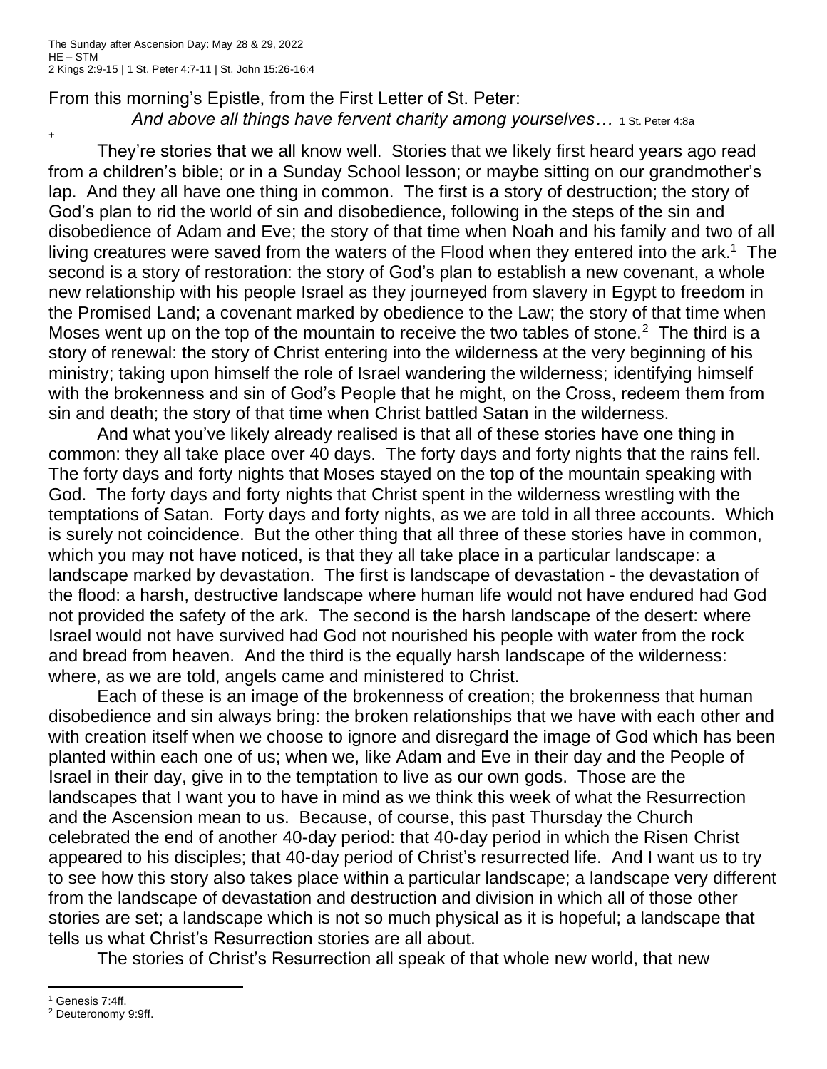The Sunday after Ascension Day: May 28 & 29, 2022
HE – STM
2 Kings 2:9-15 | 1 St. Peter 4:7-11 | St. John 15:26-16:4

From this morning's Epistle, from the First Letter of St. Peter:

*And above all things have fervent charity among yourselves…* 1 St. Peter 4:8a

+

They're stories that we all know well. Stories that we likely first heard years ago read from a children's bible; or in a Sunday School lesson; or maybe sitting on our grandmother's lap. And they all have one thing in common. The first is a story of destruction; the story of God's plan to rid the world of sin and disobedience, following in the steps of the sin and disobedience of Adam and Eve; the story of that time when Noah and his family and two of all living creatures were saved from the waters of the Flood when they entered into the ark.[1] The second is a story of restoration: the story of God's plan to establish a new covenant, a whole new relationship with his people Israel as they journeyed from slavery in Egypt to freedom in the Promised Land; a covenant marked by obedience to the Law; the story of that time when Moses went up on the top of the mountain to receive the two tables of stone.[2] The third is a story of renewal: the story of Christ entering into the wilderness at the very beginning of his ministry; taking upon himself the role of Israel wandering the wilderness; identifying himself with the brokenness and sin of God's People that he might, on the Cross, redeem them from sin and death; the story of that time when Christ battled Satan in the wilderness.

And what you've likely already realised is that all of these stories have one thing in common: they all take place over 40 days. The forty days and forty nights that the rains fell. The forty days and forty nights that Moses stayed on the top of the mountain speaking with God. The forty days and forty nights that Christ spent in the wilderness wrestling with the temptations of Satan. Forty days and forty nights, as we are told in all three accounts. Which is surely not coincidence. But the other thing that all three of these stories have in common, which you may not have noticed, is that they all take place in a particular landscape: a landscape marked by devastation. The first is landscape of devastation - the devastation of the flood: a harsh, destructive landscape where human life would not have endured had God not provided the safety of the ark. The second is the harsh landscape of the desert: where Israel would not have survived had God not nourished his people with water from the rock and bread from heaven. And the third is the equally harsh landscape of the wilderness: where, as we are told, angels came and ministered to Christ.

Each of these is an image of the brokenness of creation; the brokenness that human disobedience and sin always bring: the broken relationships that we have with each other and with creation itself when we choose to ignore and disregard the image of God which has been planted within each one of us; when we, like Adam and Eve in their day and the People of Israel in their day, give in to the temptation to live as our own gods. Those are the landscapes that I want you to have in mind as we think this week of what the Resurrection and the Ascension mean to us. Because, of course, this past Thursday the Church celebrated the end of another 40-day period: that 40-day period in which the Risen Christ appeared to his disciples; that 40-day period of Christ's resurrected life. And I want us to try to see how this story also takes place within a particular landscape; a landscape very different from the landscape of devastation and destruction and division in which all of those other stories are set; a landscape which is not so much physical as it is hopeful; a landscape that tells us what Christ's Resurrection stories are all about.

The stories of Christ's Resurrection all speak of that whole new world, that new

---

[1] Genesis 7:4ff.

[2] Deuteronomy 9:9ff.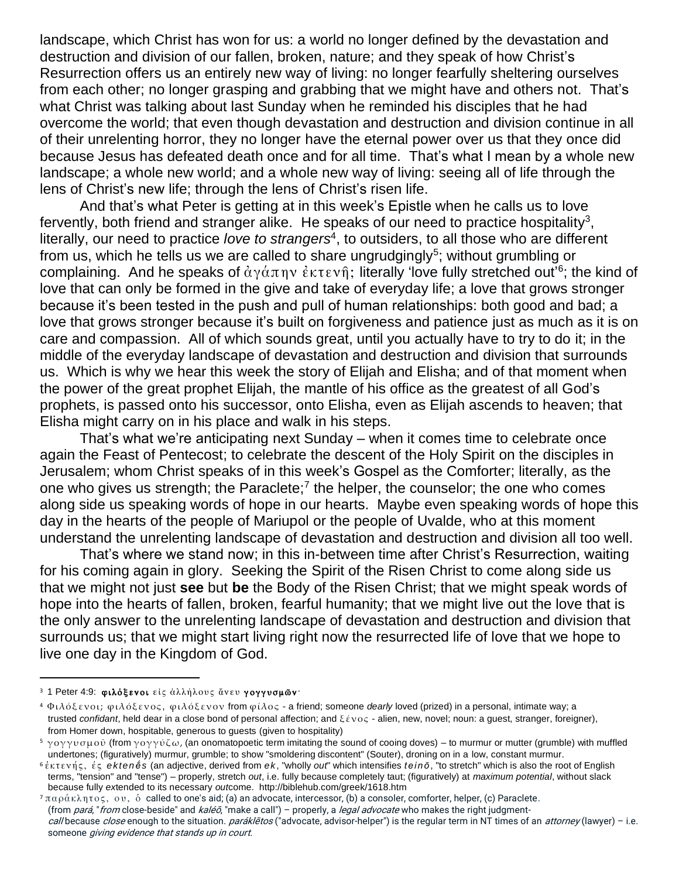landscape, which Christ has won for us: a world no longer defined by the devastation and destruction and division of our fallen, broken, nature; and they speak of how Christ's Resurrection offers us an entirely new way of living: no longer fearfully sheltering ourselves from each other; no longer grasping and grabbing that we might have and others not. That's what Christ was talking about last Sunday when he reminded his disciples that he had overcome the world; that even though devastation and destruction and division continue in all of their unrelenting horror, they no longer have the eternal power over us that they once did because Jesus has defeated death once and for all time. That's what I mean by a whole new landscape; a whole new world; and a whole new way of living: seeing all of life through the lens of Christ's new life; through the lens of Christ's risen life.

And that's what Peter is getting at in this week's Epistle when he calls us to love fervently, both friend and stranger alike. He speaks of our need to practice hospitality[3], literally, our need to practice *love to strangers*[4], to outsiders, to all those who are different from us, which he tells us we are called to share ungrudgingly[5]; without grumbling or complaining. And he speaks of ἀγάπην ἐκτενῆ; literally 'love fully stretched out'[6]; the kind of love that can only be formed in the give and take of everyday life; a love that grows stronger because it's been tested in the push and pull of human relationships: both good and bad; a love that grows stronger because it's built on forgiveness and patience just as much as it is on care and compassion. All of which sounds great, until you actually have to try to do it; in the middle of the everyday landscape of devastation and destruction and division that surrounds us. Which is why we hear this week the story of Elijah and Elisha; and of that moment when the power of the great prophet Elijah, the mantle of his office as the greatest of all God's prophets, is passed onto his successor, onto Elisha, even as Elijah ascends to heaven; that Elisha might carry on in his place and walk in his steps.

That's what we're anticipating next Sunday – when it comes time to celebrate once again the Feast of Pentecost; to celebrate the descent of the Holy Spirit on the disciples in Jerusalem; whom Christ speaks of in this week's Gospel as the Comforter; literally, as the one who gives us strength; the Paraclete;[7] the helper, the counselor; the one who comes along side us speaking words of hope in our hearts. Maybe even speaking words of hope this day in the hearts of the people of Mariupol or the people of Uvalde, who at this moment understand the unrelenting landscape of devastation and destruction and division all too well.

That's where we stand now; in this in-between time after Christ's Resurrection, waiting for his coming again in glory. Seeking the Spirit of the Risen Christ to come along side us that we might not just **see** but **be** the Body of the Risen Christ; that we might speak words of hope into the hearts of fallen, broken, fearful humanity; that we might live out the love that is the only answer to the unrelenting landscape of devastation and destruction and division that surrounds us; that we might start living right now the resurrected life of love that we hope to live one day in the Kingdom of God.

---

[3] 1 Peter 4:9: **φιλόξενοι** εἰς ἀλλήλους ἄνευ **γογγυσμῶν**·

[4] Φιλόξενοι; φιλόξενος, φιλόξενον from φίλος - a friend; someone *dearly* loved (prized) in a personal, intimate way; a trusted *confidant*, held dear in a close bond of personal affection; and ξένος - alien, new, novel; noun: a guest, stranger, foreigner), from Homer down, hospitable, generous to guests (given to hospitality)

[5] γογγυσμοῦ (from γογγύζω, (an onomatopoetic term imitating the sound of cooing doves) – to murmur or mutter (grumble) with muffled undertones; (figuratively) murmur, grumble; to show "smoldering discontent" (Souter), droning on in a low, constant murmur.

[6] ἐκτενής, ές *ektenḗs* (an adjective, derived from *ek*, "wholly *out*" which intensifies *teinō*, "to stretch" which is also the root of English terms, "tension" and "tense") – properly, stretch *out*, i.e. fully because completely taut; (figuratively) at *maximum potential*, without slack because fully *ex*tended to its necessary *out*come. http://biblehub.com/greek/1618.htm

[7] παράκλητος, ου, ὁ called to one's aid; (a) an advocate, intercessor, (b) a consoler, comforter, helper, (c) Paraclete. (from *pará*, "*from* close-beside" and *kaléō*, "make a call") – properly, a *legal advocate* who makes the right judgment-*call* because *close* enough to the situation. *paráklētos* ("advocate, advisor-helper") is the regular term in NT times of an *attorney* (lawyer) – i.e. someone *giving evidence that stands up in court*.